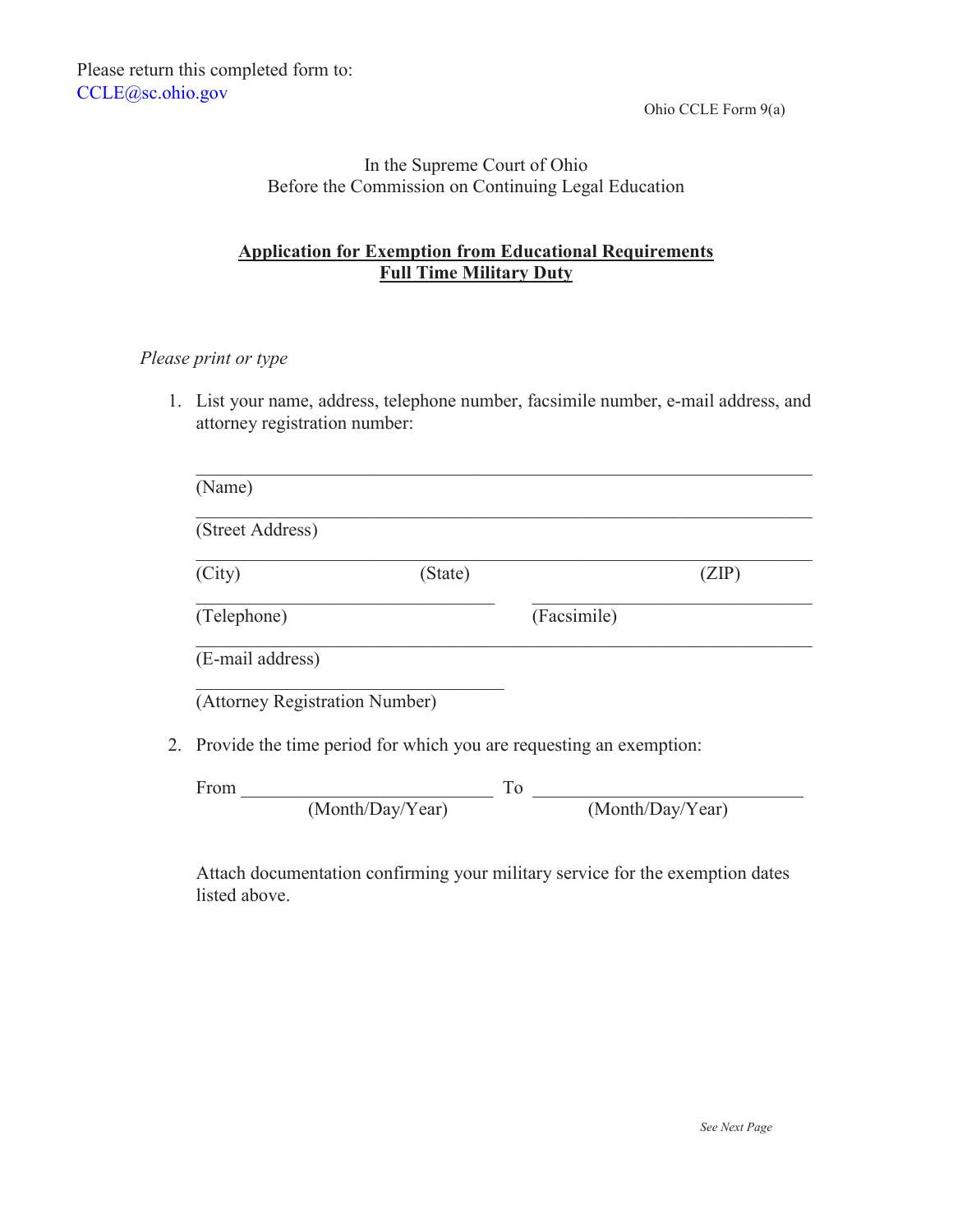Please return this completed form to:
CCLE@sc.ohio.gov

Ohio CCLE Form 9(a)

In the Supreme Court of Ohio
Before the Commission on Continuing Legal Education

**Application for Exemption from Educational Requirements**
**Full Time Military Duty**

*Please print or type*

1. List your name, address, telephone number, facsimile number, e-mail address, and attorney registration number:

   ______________________________________________
   (Name)

   ______________________________________________
   (Street Address)

   ______________________________________________
   (City)　　　　　　(State)　　　　　　　　　(ZIP)

   ______________________　　______________________
   (Telephone)　　　　　　　　　(Facsimile)

   ______________________________________________
   (E-mail address)

   ______________________
   (Attorney Registration Number)

2. Provide the time period for which you are requesting an exemption:

   From ______________________ To ______________________
   (Month/Day/Year)　　　　　　　(Month/Day/Year)

   Attach documentation confirming your military service for the exemption dates listed above.

*See Next Page*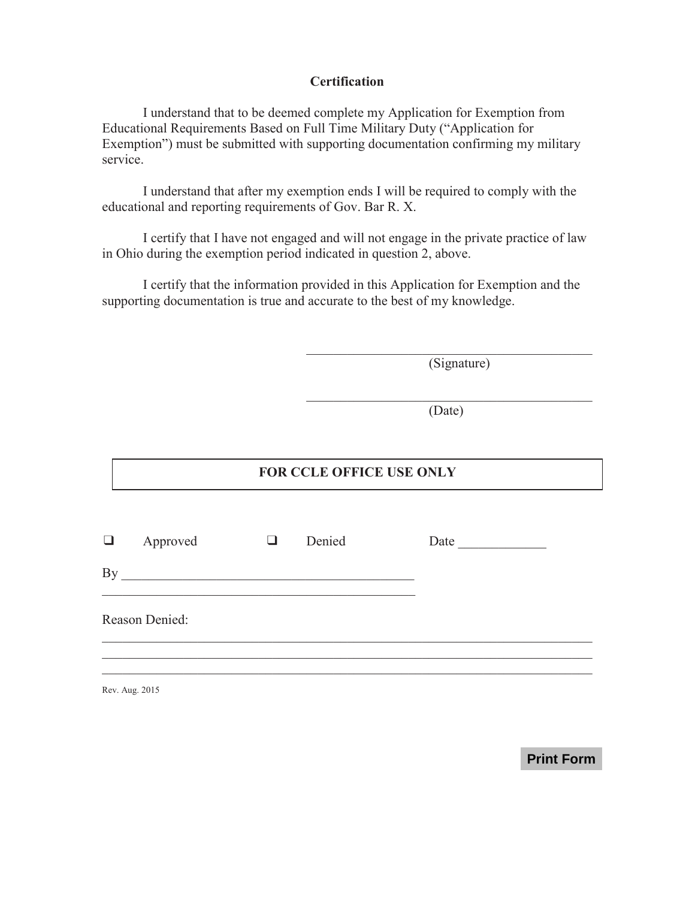## Certification

I understand that to be deemed complete my Application for Exemption from Educational Requirements Based on Full Time Military Duty ("Application for Exemption") must be submitted with supporting documentation confirming my military service.

I understand that after my exemption ends I will be required to comply with the educational and reporting requirements of Gov. Bar R. X.

I certify that I have not engaged and will not engage in the private practice of law in Ohio during the exemption period indicated in question 2, above.

I certify that the information provided in this Application for Exemption and the supporting documentation is true and accurate to the best of my knowledge.

\_\_\_\_\_\_\_\_\_\_\_\_\_\_\_\_\_\_\_\_\_\_\_\_\_\_\_\_\_\_\_\_\_\_\_\_\_\_\_\_\_\_\_\_
(Signature)

\_\_\_\_\_\_\_\_\_\_\_\_\_\_\_\_\_\_\_\_\_\_\_\_\_\_\_\_\_\_\_\_\_\_\_\_\_\_\_\_\_\_\_\_
(Date)

**FOR CCLE OFFICE USE ONLY**

☐ Approved ☐ Denied Date \_\_\_\_\_\_\_\_\_\_\_\_\_

By \_\_\_\_\_\_\_\_\_\_\_\_\_\_\_\_\_\_\_\_\_\_\_\_\_\_\_\_\_\_\_\_\_\_\_\_\_\_\_\_\_\_\_\_

\_\_\_\_\_\_\_\_\_\_\_\_\_\_\_\_\_\_\_\_\_\_\_\_\_\_\_\_\_\_\_\_\_\_\_\_\_\_\_\_\_\_\_\_\_\_

Reason Denied:

\_\_\_\_\_\_\_\_\_\_\_\_\_\_\_\_\_\_\_\_\_\_\_\_\_\_\_\_\_\_\_\_\_\_\_\_\_\_\_\_\_\_\_\_\_\_\_\_\_\_\_\_\_\_\_\_\_\_\_\_\_\_\_\_\_\_\_\_\_\_\_\_
\_\_\_\_\_\_\_\_\_\_\_\_\_\_\_\_\_\_\_\_\_\_\_\_\_\_\_\_\_\_\_\_\_\_\_\_\_\_\_\_\_\_\_\_\_\_\_\_\_\_\_\_\_\_\_\_\_\_\_\_\_\_\_\_\_\_\_\_\_\_\_\_
\_\_\_\_\_\_\_\_\_\_\_\_\_\_\_\_\_\_\_\_\_\_\_\_\_\_\_\_\_\_\_\_\_\_\_\_\_\_\_\_\_\_\_\_\_\_\_\_\_\_\_\_\_\_\_\_\_\_\_\_\_\_\_\_\_\_\_\_\_\_\_\_

Rev. Aug. 2015

**Print Form**